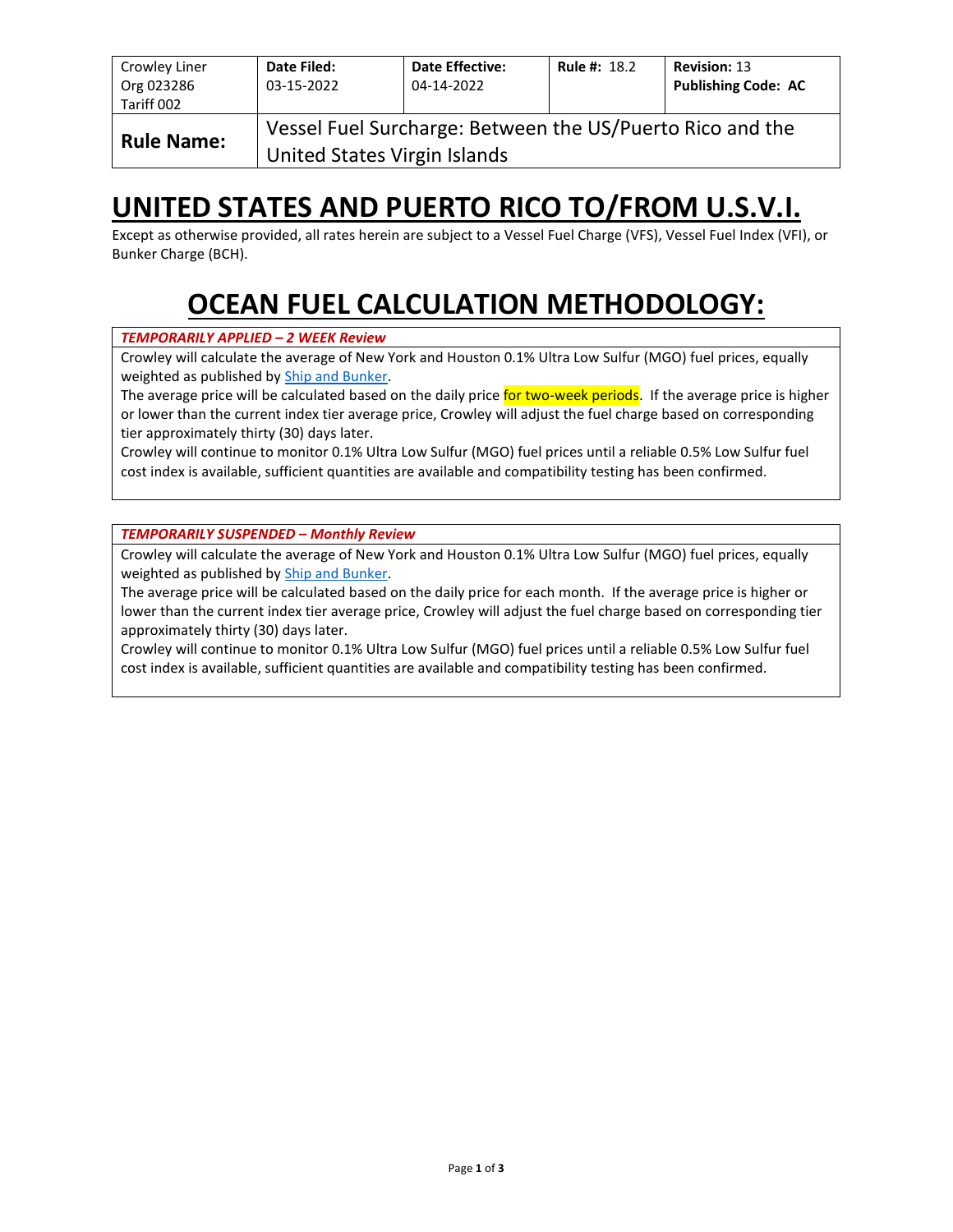| Crowley Liner Org 023286 Tariff 002 | **Date Filed:** 03-15-2022 | **Date Effective:** 04-14-2022 | **Rule #:** 18.2 | **Revision:** 13 **Publishing Code: AC** |
|---|---|---|---|---|
| **Rule Name:** | Vessel Fuel Surcharge: Between the US/Puerto Rico and the United States Virgin Islands | | | |

# UNITED STATES AND PUERTO RICO TO/FROM U.S.V.I.

Except as otherwise provided, all rates herein are subject to a Vessel Fuel Charge (VFS), Vessel Fuel Index (VFI), or Bunker Charge (BCH).

# OCEAN FUEL CALCULATION METHODOLOGY:

***TEMPORARILY APPLIED – 2 WEEK Review***

Crowley will calculate the average of New York and Houston 0.1% Ultra Low Sulfur (MGO) fuel prices, equally weighted as published by Ship and Bunker.

The average price will be calculated based on the daily price for two-week periods. If the average price is higher or lower than the current index tier average price, Crowley will adjust the fuel charge based on corresponding tier approximately thirty (30) days later.

Crowley will continue to monitor 0.1% Ultra Low Sulfur (MGO) fuel prices until a reliable 0.5% Low Sulfur fuel cost index is available, sufficient quantities are available and compatibility testing has been confirmed.

***TEMPORARILY SUSPENDED – Monthly Review***

Crowley will calculate the average of New York and Houston 0.1% Ultra Low Sulfur (MGO) fuel prices, equally weighted as published by Ship and Bunker.

The average price will be calculated based on the daily price for each month. If the average price is higher or lower than the current index tier average price, Crowley will adjust the fuel charge based on corresponding tier approximately thirty (30) days later.

Crowley will continue to monitor 0.1% Ultra Low Sulfur (MGO) fuel prices until a reliable 0.5% Low Sulfur fuel cost index is available, sufficient quantities are available and compatibility testing has been confirmed.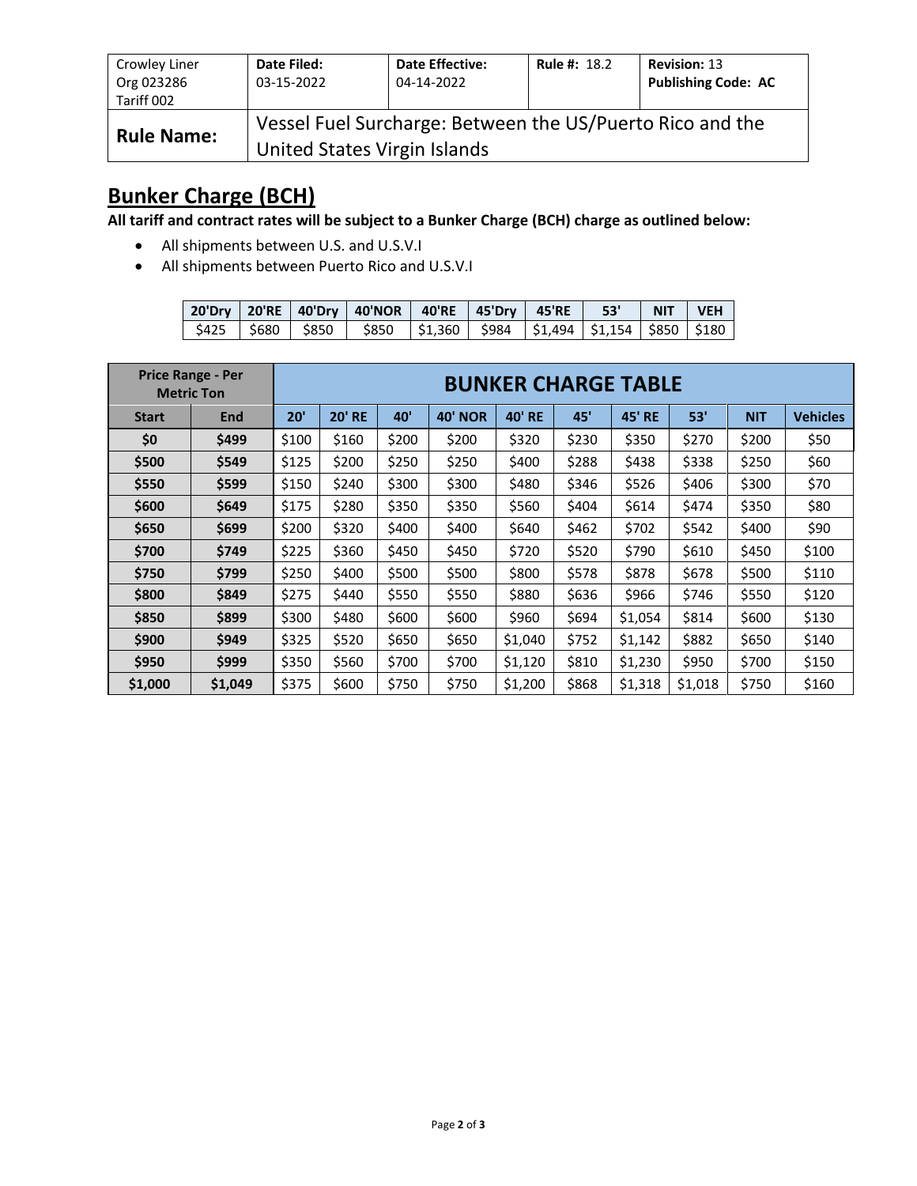| Crowley Liner<br>Org 023286<br>Tariff 002 | **Date Filed:**<br>03-15-2022 | **Date Effective:**<br>04-14-2022 | **Rule #:** 18.2 | **Revision:** 13<br>**Publishing Code: AC** |
|---|---|---|---|---|
| **Rule Name:** | Vessel Fuel Surcharge: Between the US/Puerto Rico and the United States Virgin Islands | | | |

## Bunker Charge (BCH)

**All tariff and contract rates will be subject to a Bunker Charge (BCH) charge as outlined below:**

- All shipments between U.S. and U.S.V.I
- All shipments between Puerto Rico and U.S.V.I

| 20'Dry | 20'RE | 40'Dry | 40'NOR | 40'RE | 45'Dry | 45'RE | 53' | NIT | VEH |
|---|---|---|---|---|---|---|---|---|---|
| $425 | $680 | $850 | $850 | $1,360 | $984 | $1,494 | $1,154 | $850 | $180 |

| Price Range - Per Metric Ton | | BUNKER CHARGE TABLE | | | | | | | | | |
|---|---|---|---|---|---|---|---|---|---|---|---|
| **Start** | **End** | **20'** | **20' RE** | **40'** | **40' NOR** | **40' RE** | **45'** | **45' RE** | **53'** | **NIT** | **Vehicles** |
| **$0** | **$499** | $100 | $160 | $200 | $200 | $320 | $230 | $350 | $270 | $200 | $50 |
| **$500** | **$549** | $125 | $200 | $250 | $250 | $400 | $288 | $438 | $338 | $250 | $60 |
| **$550** | **$599** | $150 | $240 | $300 | $300 | $480 | $346 | $526 | $406 | $300 | $70 |
| **$600** | **$649** | $175 | $280 | $350 | $350 | $560 | $404 | $614 | $474 | $350 | $80 |
| **$650** | **$699** | $200 | $320 | $400 | $400 | $640 | $462 | $702 | $542 | $400 | $90 |
| **$700** | **$749** | $225 | $360 | $450 | $450 | $720 | $520 | $790 | $610 | $450 | $100 |
| **$750** | **$799** | $250 | $400 | $500 | $500 | $800 | $578 | $878 | $678 | $500 | $110 |
| **$800** | **$849** | $275 | $440 | $550 | $550 | $880 | $636 | $966 | $746 | $550 | $120 |
| **$850** | **$899** | $300 | $480 | $600 | $600 | $960 | $694 | $1,054 | $814 | $600 | $130 |
| **$900** | **$949** | $325 | $520 | $650 | $650 | $1,040 | $752 | $1,142 | $882 | $650 | $140 |
| **$950** | **$999** | $350 | $560 | $700 | $700 | $1,120 | $810 | $1,230 | $950 | $700 | $150 |
| **$1,000** | **$1,049** | $375 | $600 | $750 | $750 | $1,200 | $868 | $1,318 | $1,018 | $750 | $160 |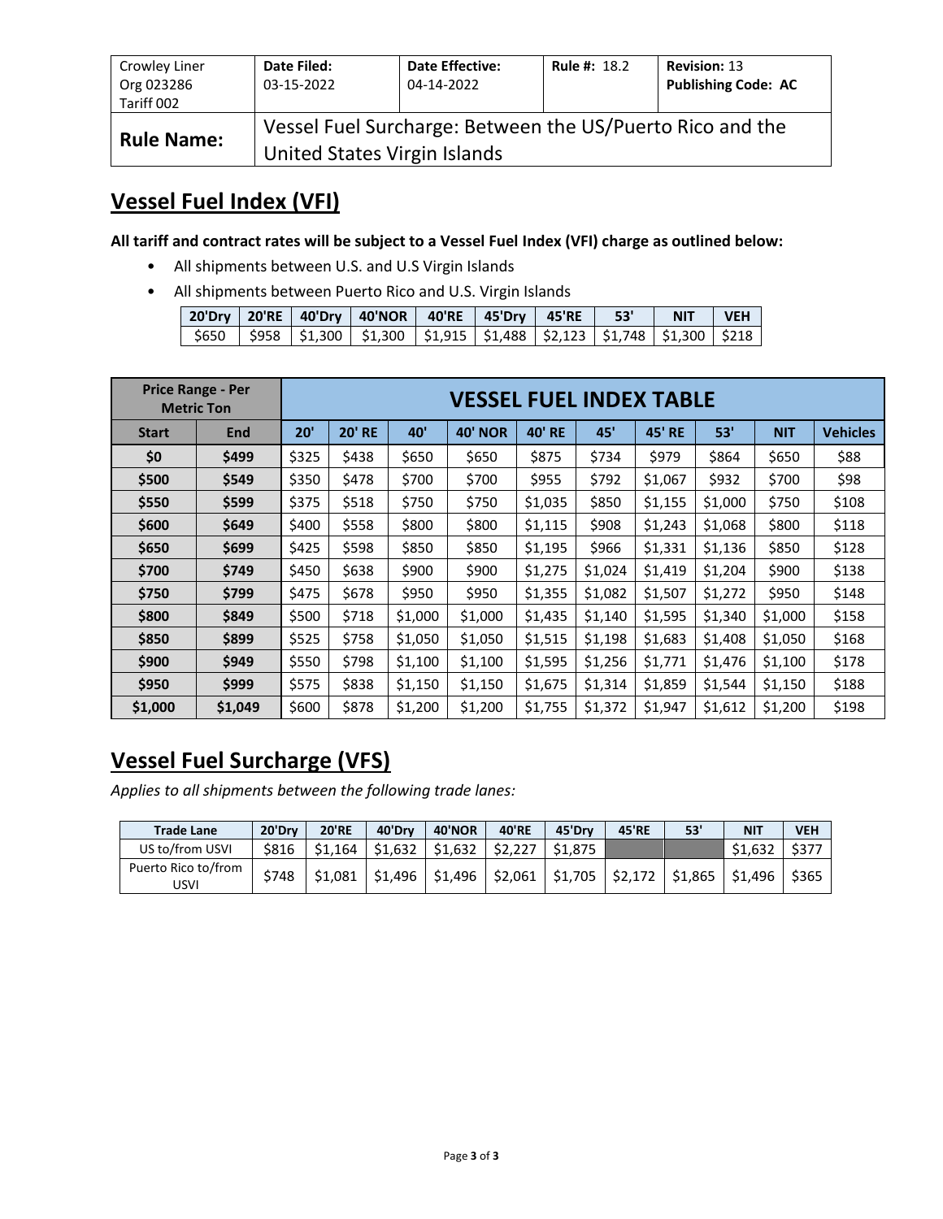| Crowley Liner Org 023286 Tariff 002 | Date Filed: 03-15-2022 | Date Effective: 04-14-2022 | Rule #: 18.2 | Revision: 13 Publishing Code: AC |
|---|---|---|---|---|
| **Rule Name:** | Vessel Fuel Surcharge: Between the US/Puerto Rico and the United States Virgin Islands | | | |

## Vessel Fuel Index (VFI)

**All tariff and contract rates will be subject to a Vessel Fuel Index (VFI) charge as outlined below:**

- All shipments between U.S. and U.S Virgin Islands
- All shipments between Puerto Rico and U.S. Virgin Islands

| 20'Dry | 20'RE | 40'Dry | 40'NOR | 40'RE | 45'Dry | 45'RE | 53' | NIT | VEH |
|---|---|---|---|---|---|---|---|---|---|
| $650 | $958 | $1,300 | $1,300 | $1,915 | $1,488 | $2,123 | $1,748 | $1,300 | $218 |

| Price Range - Per Metric Ton | | VESSEL FUEL INDEX TABLE | | | | | | | | | |
|---|---|---|---|---|---|---|---|---|---|---|---|
| **Start** | **End** | **20'** | **20' RE** | **40'** | **40' NOR** | **40' RE** | **45'** | **45' RE** | **53'** | **NIT** | **Vehicles** |
| **$0** | **$499** | $325 | $438 | $650 | $650 | $875 | $734 | $979 | $864 | $650 | $88 |
| **$500** | **$549** | $350 | $478 | $700 | $700 | $955 | $792 | $1,067 | $932 | $700 | $98 |
| **$550** | **$599** | $375 | $518 | $750 | $750 | $1,035 | $850 | $1,155 | $1,000 | $750 | $108 |
| **$600** | **$649** | $400 | $558 | $800 | $800 | $1,115 | $908 | $1,243 | $1,068 | $800 | $118 |
| **$650** | **$699** | $425 | $598 | $850 | $850 | $1,195 | $966 | $1,331 | $1,136 | $850 | $128 |
| **$700** | **$749** | $450 | $638 | $900 | $900 | $1,275 | $1,024 | $1,419 | $1,204 | $900 | $138 |
| **$750** | **$799** | $475 | $678 | $950 | $950 | $1,355 | $1,082 | $1,507 | $1,272 | $950 | $148 |
| **$800** | **$849** | $500 | $718 | $1,000 | $1,000 | $1,435 | $1,140 | $1,595 | $1,340 | $1,000 | $158 |
| **$850** | **$899** | $525 | $758 | $1,050 | $1,050 | $1,515 | $1,198 | $1,683 | $1,408 | $1,050 | $168 |
| **$900** | **$949** | $550 | $798 | $1,100 | $1,100 | $1,595 | $1,256 | $1,771 | $1,476 | $1,100 | $178 |
| **$950** | **$999** | $575 | $838 | $1,150 | $1,150 | $1,675 | $1,314 | $1,859 | $1,544 | $1,150 | $188 |
| **$1,000** | **$1,049** | $600 | $878 | $1,200 | $1,200 | $1,755 | $1,372 | $1,947 | $1,612 | $1,200 | $198 |

## Vessel Fuel Surcharge (VFS)

*Applies to all shipments between the following trade lanes:*

| Trade Lane | 20'Dry | 20'RE | 40'Dry | 40'NOR | 40'RE | 45'Dry | 45'RE | 53' | NIT | VEH |
|---|---|---|---|---|---|---|---|---|---|---|
| US to/from USVI | $816 | $1,164 | $1,632 | $1,632 | $2,227 | $1,875 | | | $1,632 | $377 |
| Puerto Rico to/from USVI | $748 | $1,081 | $1,496 | $1,496 | $2,061 | $1,705 | $2,172 | $1,865 | $1,496 | $365 |